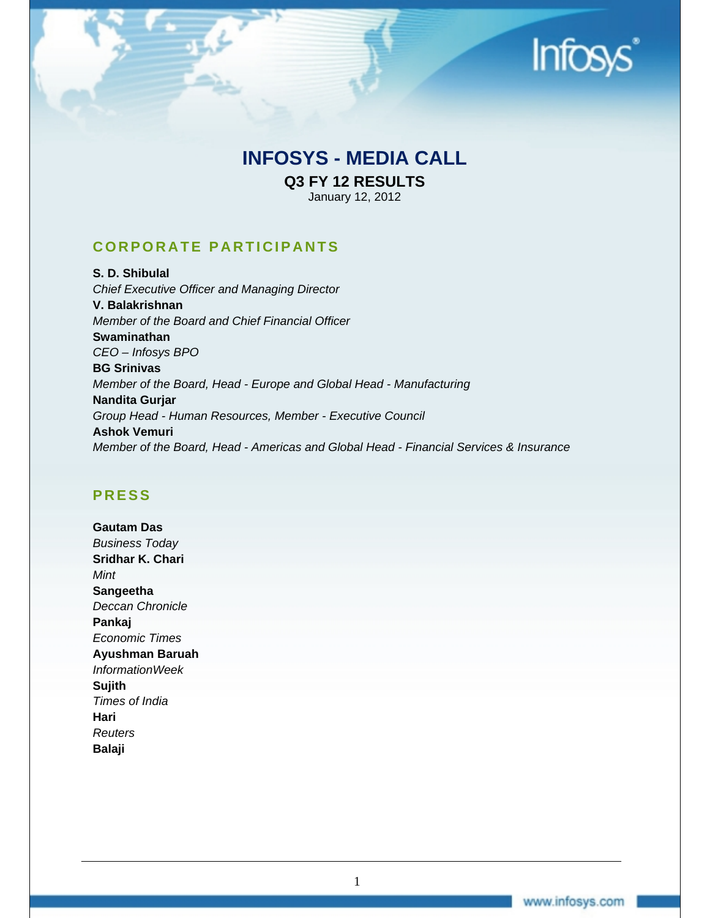# INFOSYS - MEDIA CALL

## Q3 FY 12 RESULTS

January 12, 2012

## CORPORATE PARTICIPANTS

**S. D. Shibulal**
*Chief Executive Officer and Managing Director*

**V. Balakrishnan**
*Member of the Board and Chief Financial Officer*

**Swaminathan**
*CEO – Infosys BPO*

**BG Srinivas**
*Member of the Board, Head - Europe and Global Head - Manufacturing*

**Nandita Gurjar**
*Group Head - Human Resources, Member - Executive Council*

**Ashok Vemuri**
*Member of the Board, Head - Americas and Global Head - Financial Services & Insurance*

## PRESS

**Gautam Das**
*Business Today*

**Sridhar K. Chari**
*Mint*

**Sangeetha**
*Deccan Chronicle*

**Pankaj**
*Economic Times*

**Ayushman Baruah**
*InformationWeek*

**Sujith**
*Times of India*

**Hari**
*Reuters*

**Balaji**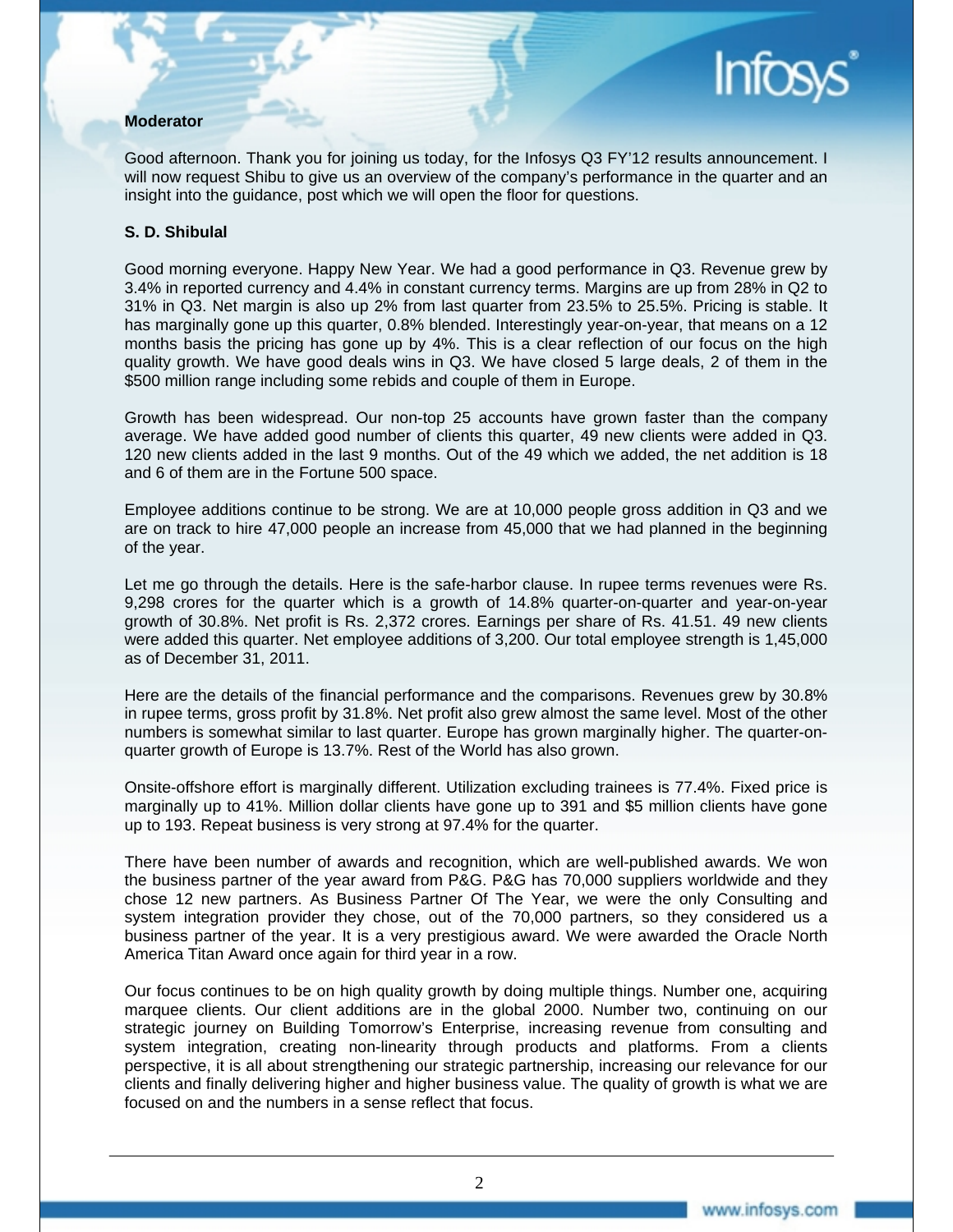**Moderator**

Good afternoon. Thank you for joining us today, for the Infosys Q3 FY'12 results announcement. I will now request Shibu to give us an overview of the company's performance in the quarter and an insight into the guidance, post which we will open the floor for questions.

**S. D. Shibulal**

Good morning everyone. Happy New Year. We had a good performance in Q3. Revenue grew by 3.4% in reported currency and 4.4% in constant currency terms. Margins are up from 28% in Q2 to 31% in Q3. Net margin is also up 2% from last quarter from 23.5% to 25.5%. Pricing is stable. It has marginally gone up this quarter, 0.8% blended. Interestingly year-on-year, that means on a 12 months basis the pricing has gone up by 4%. This is a clear reflection of our focus on the high quality growth. We have good deals wins in Q3. We have closed 5 large deals, 2 of them in the \$500 million range including some rebids and couple of them in Europe.

Growth has been widespread. Our non-top 25 accounts have grown faster than the company average. We have added good number of clients this quarter, 49 new clients were added in Q3. 120 new clients added in the last 9 months. Out of the 49 which we added, the net addition is 18 and 6 of them are in the Fortune 500 space.

Employee additions continue to be strong. We are at 10,000 people gross addition in Q3 and we are on track to hire 47,000 people an increase from 45,000 that we had planned in the beginning of the year.

Let me go through the details. Here is the safe-harbor clause. In rupee terms revenues were Rs. 9,298 crores for the quarter which is a growth of 14.8% quarter-on-quarter and year-on-year growth of 30.8%. Net profit is Rs. 2,372 crores. Earnings per share of Rs. 41.51. 49 new clients were added this quarter. Net employee additions of 3,200. Our total employee strength is 1,45,000 as of December 31, 2011.

Here are the details of the financial performance and the comparisons. Revenues grew by 30.8% in rupee terms, gross profit by 31.8%. Net profit also grew almost the same level. Most of the other numbers is somewhat similar to last quarter. Europe has grown marginally higher. The quarter-on-quarter growth of Europe is 13.7%. Rest of the World has also grown.

Onsite-offshore effort is marginally different. Utilization excluding trainees is 77.4%. Fixed price is marginally up to 41%. Million dollar clients have gone up to 391 and \$5 million clients have gone up to 193. Repeat business is very strong at 97.4% for the quarter.

There have been number of awards and recognition, which are well-published awards. We won the business partner of the year award from P&G. P&G has 70,000 suppliers worldwide and they chose 12 new partners. As Business Partner Of The Year, we were the only Consulting and system integration provider they chose, out of the 70,000 partners, so they considered us a business partner of the year. It is a very prestigious award. We were awarded the Oracle North America Titan Award once again for third year in a row.

Our focus continues to be on high quality growth by doing multiple things. Number one, acquiring marquee clients. Our client additions are in the global 2000. Number two, continuing on our strategic journey on Building Tomorrow's Enterprise, increasing revenue from consulting and system integration, creating non-linearity through products and platforms. From a clients perspective, it is all about strengthening our strategic partnership, increasing our relevance for our clients and finally delivering higher and higher business value. The quality of growth is what we are focused on and the numbers in a sense reflect that focus.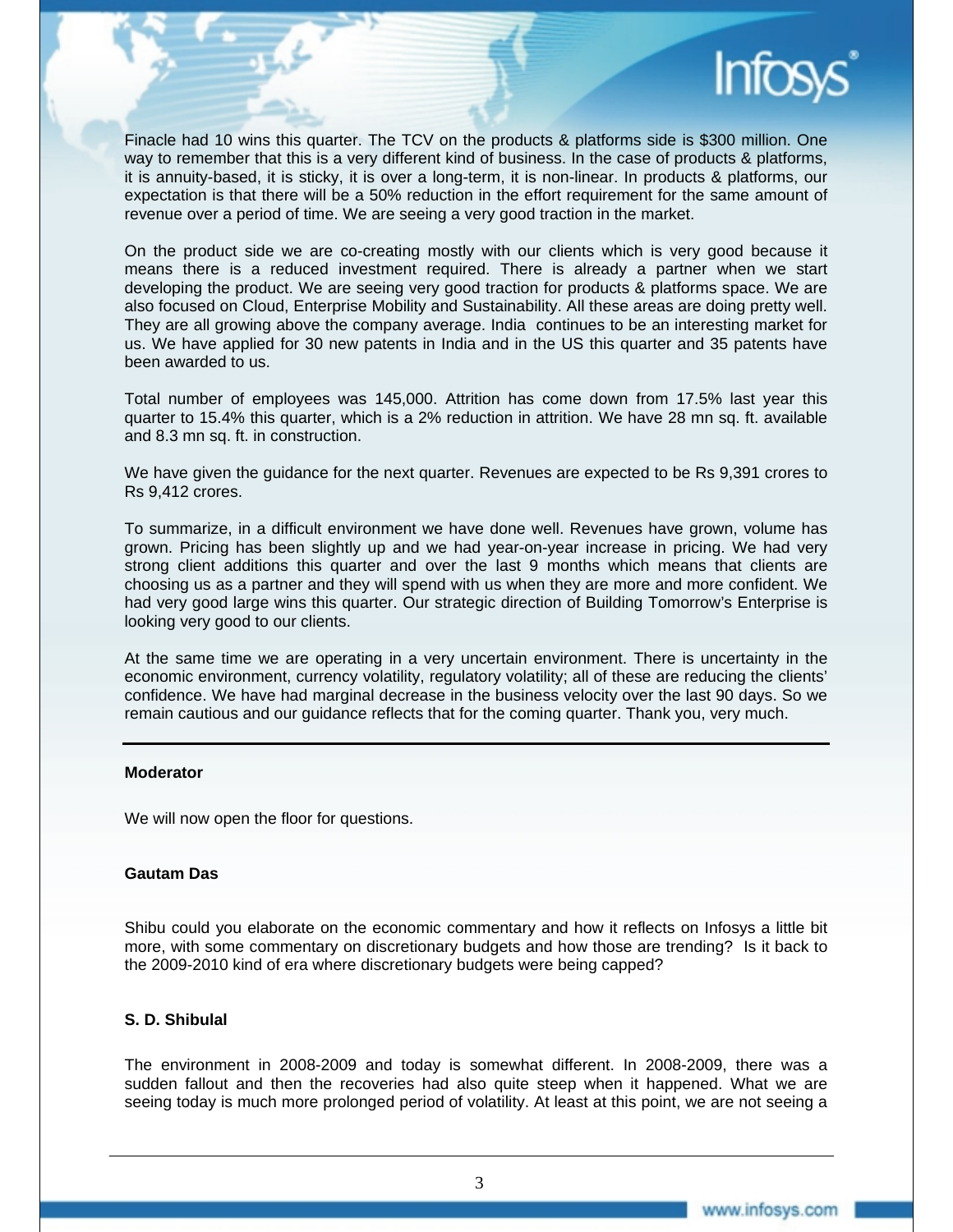Finacle had 10 wins this quarter. The TCV on the products & platforms side is $300 million. One way to remember that this is a very different kind of business. In the case of products & platforms, it is annuity-based, it is sticky, it is over a long-term, it is non-linear. In products & platforms, our expectation is that there will be a 50% reduction in the effort requirement for the same amount of revenue over a period of time. We are seeing a very good traction in the market.

On the product side we are co-creating mostly with our clients which is very good because it means there is a reduced investment required. There is already a partner when we start developing the product. We are seeing very good traction for products & platforms space. We are also focused on Cloud, Enterprise Mobility and Sustainability. All these areas are doing pretty well. They are all growing above the company average. India continues to be an interesting market for us. We have applied for 30 new patents in India and in the US this quarter and 35 patents have been awarded to us.

Total number of employees was 145,000. Attrition has come down from 17.5% last year this quarter to 15.4% this quarter, which is a 2% reduction in attrition. We have 28 mn sq. ft. available and 8.3 mn sq. ft. in construction.

We have given the guidance for the next quarter. Revenues are expected to be Rs 9,391 crores to Rs 9,412 crores.

To summarize, in a difficult environment we have done well. Revenues have grown, volume has grown. Pricing has been slightly up and we had year-on-year increase in pricing. We had very strong client additions this quarter and over the last 9 months which means that clients are choosing us as a partner and they will spend with us when they are more and more confident. We had very good large wins this quarter. Our strategic direction of Building Tomorrow's Enterprise is looking very good to our clients.

At the same time we are operating in a very uncertain environment. There is uncertainty in the economic environment, currency volatility, regulatory volatility; all of these are reducing the clients' confidence. We have had marginal decrease in the business velocity over the last 90 days. So we remain cautious and our guidance reflects that for the coming quarter. Thank you, very much.

---

**Moderator**

We will now open the floor for questions.

**Gautam Das**

Shibu could you elaborate on the economic commentary and how it reflects on Infosys a little bit more, with some commentary on discretionary budgets and how those are trending? Is it back to the 2009-2010 kind of era where discretionary budgets were being capped?

**S. D. Shibulal**

The environment in 2008-2009 and today is somewhat different. In 2008-2009, there was a sudden fallout and then the recoveries had also quite steep when it happened. What we are seeing today is much more prolonged period of volatility. At least at this point, we are not seeing a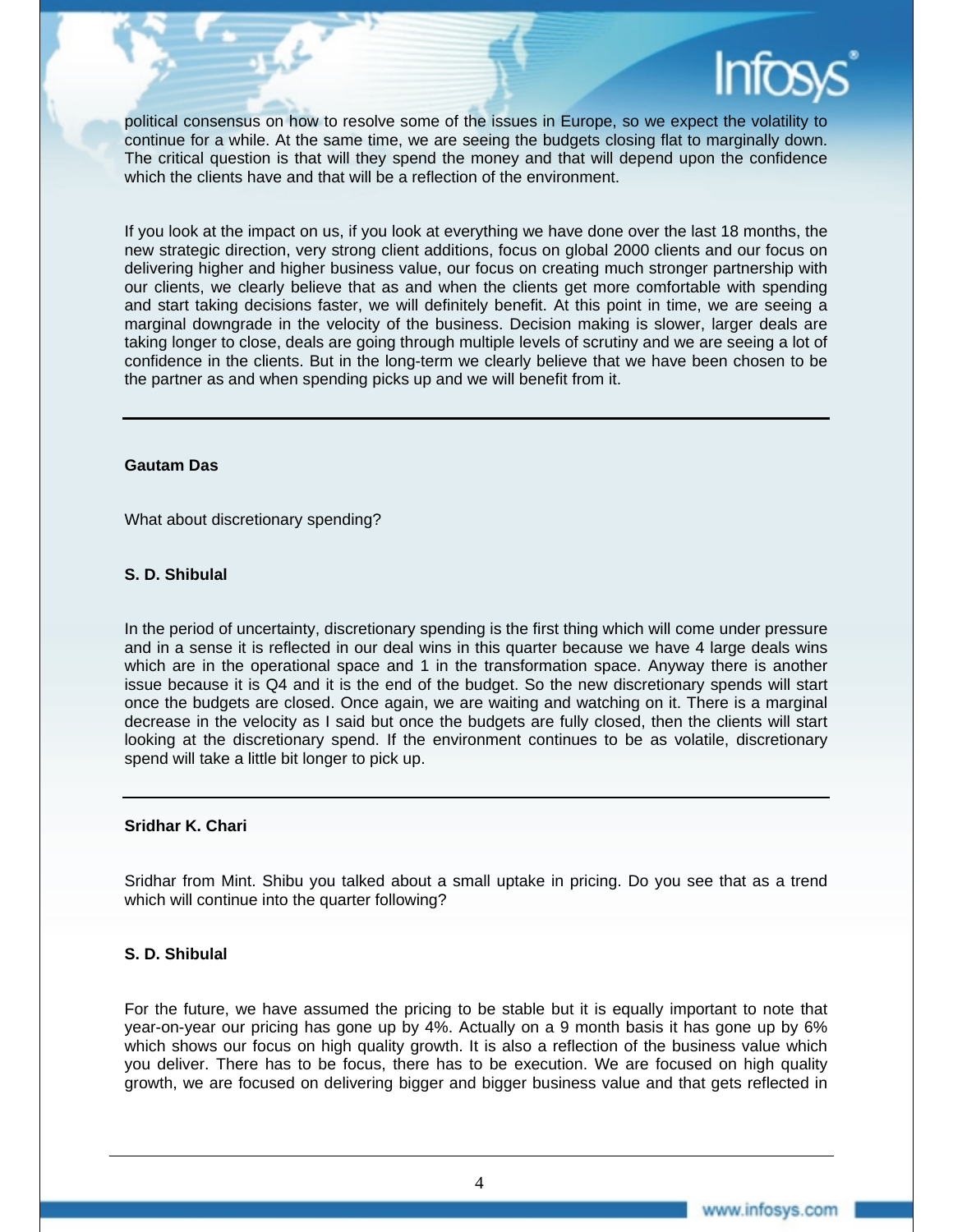political consensus on how to resolve some of the issues in Europe, so we expect the volatility to continue for a while. At the same time, we are seeing the budgets closing flat to marginally down. The critical question is that will they spend the money and that will depend upon the confidence which the clients have and that will be a reflection of the environment.

If you look at the impact on us, if you look at everything we have done over the last 18 months, the new strategic direction, very strong client additions, focus on global 2000 clients and our focus on delivering higher and higher business value, our focus on creating much stronger partnership with our clients, we clearly believe that as and when the clients get more comfortable with spending and start taking decisions faster, we will definitely benefit. At this point in time, we are seeing a marginal downgrade in the velocity of the business. Decision making is slower, larger deals are taking longer to close, deals are going through multiple levels of scrutiny and we are seeing a lot of confidence in the clients. But in the long-term we clearly believe that we have been chosen to be the partner as and when spending picks up and we will benefit from it.

---

**Gautam Das**

What about discretionary spending?

**S. D. Shibulal**

In the period of uncertainty, discretionary spending is the first thing which will come under pressure and in a sense it is reflected in our deal wins in this quarter because we have 4 large deals wins which are in the operational space and 1 in the transformation space. Anyway there is another issue because it is Q4 and it is the end of the budget. So the new discretionary spends will start once the budgets are closed. Once again, we are waiting and watching on it. There is a marginal decrease in the velocity as I said but once the budgets are fully closed, then the clients will start looking at the discretionary spend. If the environment continues to be as volatile, discretionary spend will take a little bit longer to pick up.

---

**Sridhar K. Chari**

Sridhar from Mint. Shibu you talked about a small uptake in pricing. Do you see that as a trend which will continue into the quarter following?

**S. D. Shibulal**

For the future, we have assumed the pricing to be stable but it is equally important to note that year-on-year our pricing has gone up by 4%. Actually on a 9 month basis it has gone up by 6% which shows our focus on high quality growth. It is also a reflection of the business value which you deliver. There has to be focus, there has to be execution. We are focused on high quality growth, we are focused on delivering bigger and bigger business value and that gets reflected in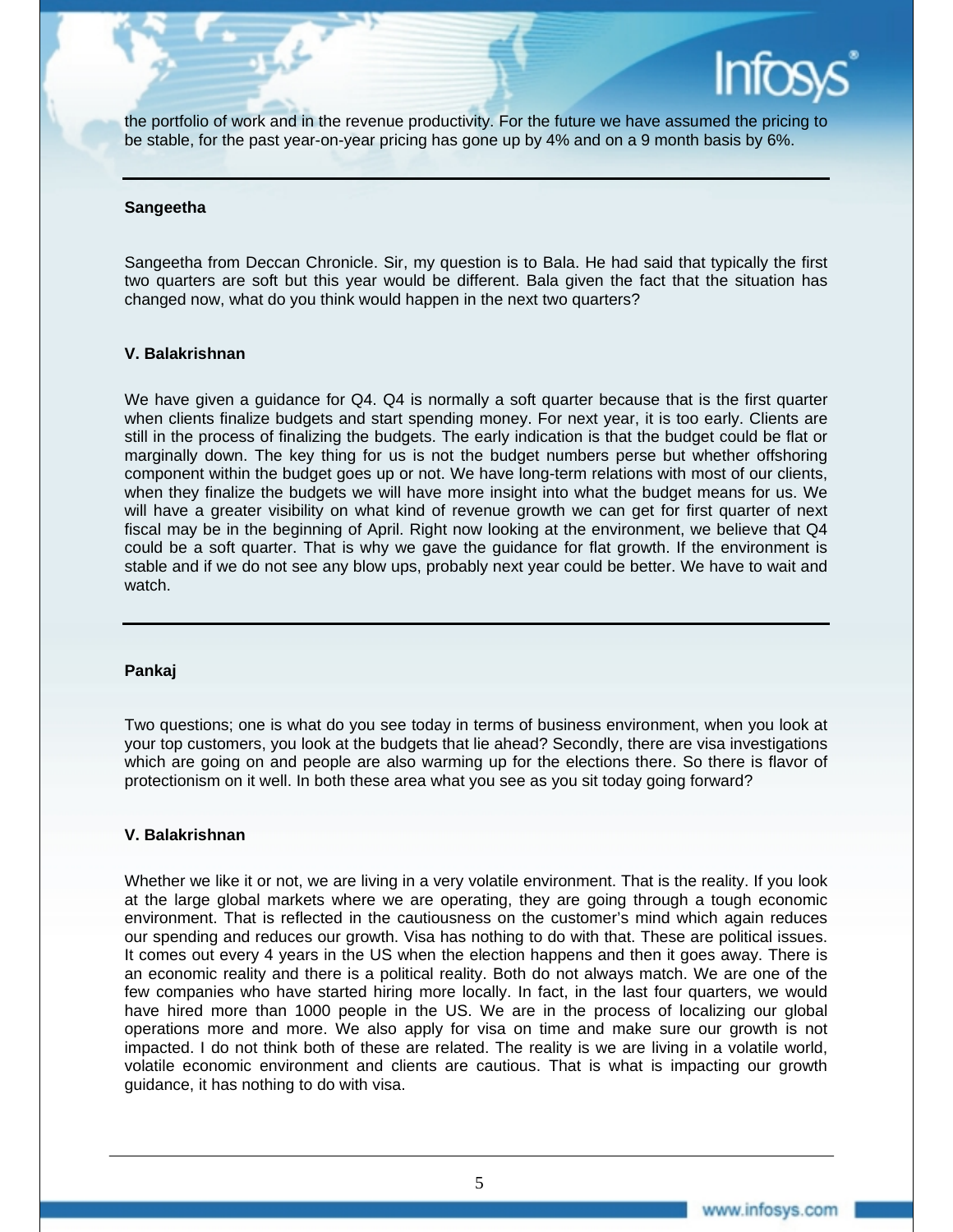the portfolio of work and in the revenue productivity. For the future we have assumed the pricing to be stable, for the past year-on-year pricing has gone up by 4% and on a 9 month basis by 6%.

---

**Sangeetha**

Sangeetha from Deccan Chronicle. Sir, my question is to Bala. He had said that typically the first two quarters are soft but this year would be different. Bala given the fact that the situation has changed now, what do you think would happen in the next two quarters?

**V. Balakrishnan**

We have given a guidance for Q4. Q4 is normally a soft quarter because that is the first quarter when clients finalize budgets and start spending money. For next year, it is too early. Clients are still in the process of finalizing the budgets. The early indication is that the budget could be flat or marginally down. The key thing for us is not the budget numbers perse but whether offshoring component within the budget goes up or not. We have long-term relations with most of our clients, when they finalize the budgets we will have more insight into what the budget means for us. We will have a greater visibility on what kind of revenue growth we can get for first quarter of next fiscal may be in the beginning of April. Right now looking at the environment, we believe that Q4 could be a soft quarter. That is why we gave the guidance for flat growth. If the environment is stable and if we do not see any blow ups, probably next year could be better. We have to wait and watch.

---

**Pankaj**

Two questions; one is what do you see today in terms of business environment, when you look at your top customers, you look at the budgets that lie ahead? Secondly, there are visa investigations which are going on and people are also warming up for the elections there. So there is flavor of protectionism on it well. In both these area what you see as you sit today going forward?

**V. Balakrishnan**

Whether we like it or not, we are living in a very volatile environment. That is the reality. If you look at the large global markets where we are operating, they are going through a tough economic environment. That is reflected in the cautiousness on the customer's mind which again reduces our spending and reduces our growth. Visa has nothing to do with that. These are political issues. It comes out every 4 years in the US when the election happens and then it goes away. There is an economic reality and there is a political reality. Both do not always match. We are one of the few companies who have started hiring more locally. In fact, in the last four quarters, we would have hired more than 1000 people in the US. We are in the process of localizing our global operations more and more. We also apply for visa on time and make sure our growth is not impacted. I do not think both of these are related. The reality is we are living in a volatile world, volatile economic environment and clients are cautious. That is what is impacting our growth guidance, it has nothing to do with visa.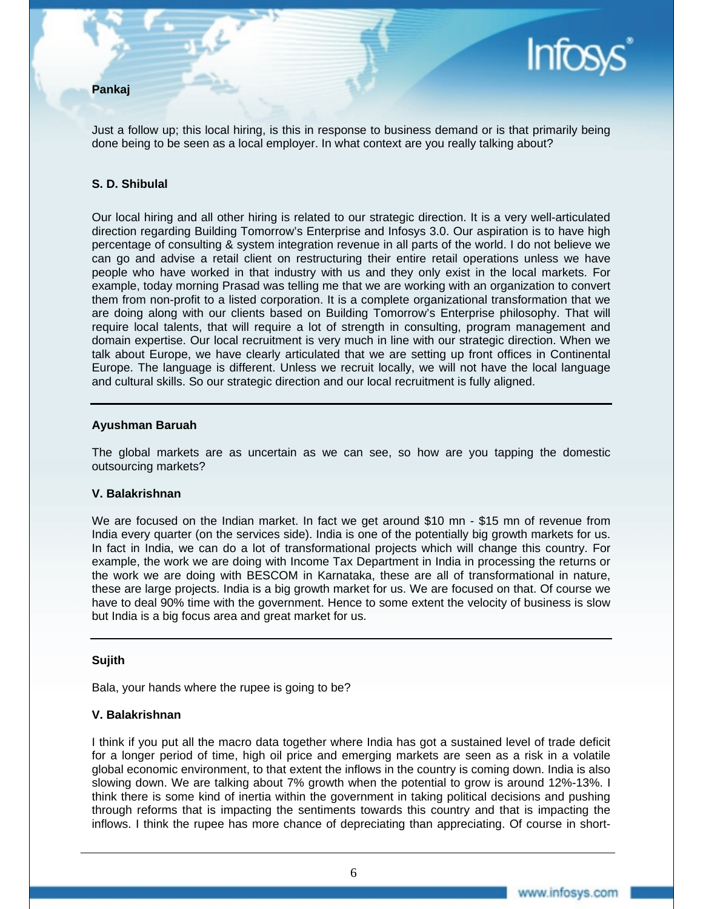**Pankaj**

Just a follow up; this local hiring, is this in response to business demand or is that primarily being done being to be seen as a local employer. In what context are you really talking about?

**S. D. Shibulal**

Our local hiring and all other hiring is related to our strategic direction. It is a very well-articulated direction regarding Building Tomorrow's Enterprise and Infosys 3.0. Our aspiration is to have high percentage of consulting & system integration revenue in all parts of the world. I do not believe we can go and advise a retail client on restructuring their entire retail operations unless we have people who have worked in that industry with us and they only exist in the local markets. For example, today morning Prasad was telling me that we are working with an organization to convert them from non-profit to a listed corporation. It is a complete organizational transformation that we are doing along with our clients based on Building Tomorrow's Enterprise philosophy. That will require local talents, that will require a lot of strength in consulting, program management and domain expertise. Our local recruitment is very much in line with our strategic direction. When we talk about Europe, we have clearly articulated that we are setting up front offices in Continental Europe. The language is different. Unless we recruit locally, we will not have the local language and cultural skills. So our strategic direction and our local recruitment is fully aligned.

---

**Ayushman Baruah**

The global markets are as uncertain as we can see, so how are you tapping the domestic outsourcing markets?

**V. Balakrishnan**

We are focused on the Indian market. In fact we get around $10 mn - $15 mn of revenue from India every quarter (on the services side). India is one of the potentially big growth markets for us. In fact in India, we can do a lot of transformational projects which will change this country. For example, the work we are doing with Income Tax Department in India in processing the returns or the work we are doing with BESCOM in Karnataka, these are all of transformational in nature, these are large projects. India is a big growth market for us. We are focused on that. Of course we have to deal 90% time with the government. Hence to some extent the velocity of business is slow but India is a big focus area and great market for us.

---

**Sujith**

Bala, your hands where the rupee is going to be?

**V. Balakrishnan**

I think if you put all the macro data together where India has got a sustained level of trade deficit for a longer period of time, high oil price and emerging markets are seen as a risk in a volatile global economic environment, to that extent the inflows in the country is coming down. India is also slowing down. We are talking about 7% growth when the potential to grow is around 12%-13%. I think there is some kind of inertia within the government in taking political decisions and pushing through reforms that is impacting the sentiments towards this country and that is impacting the inflows. I think the rupee has more chance of depreciating than appreciating. Of course in short-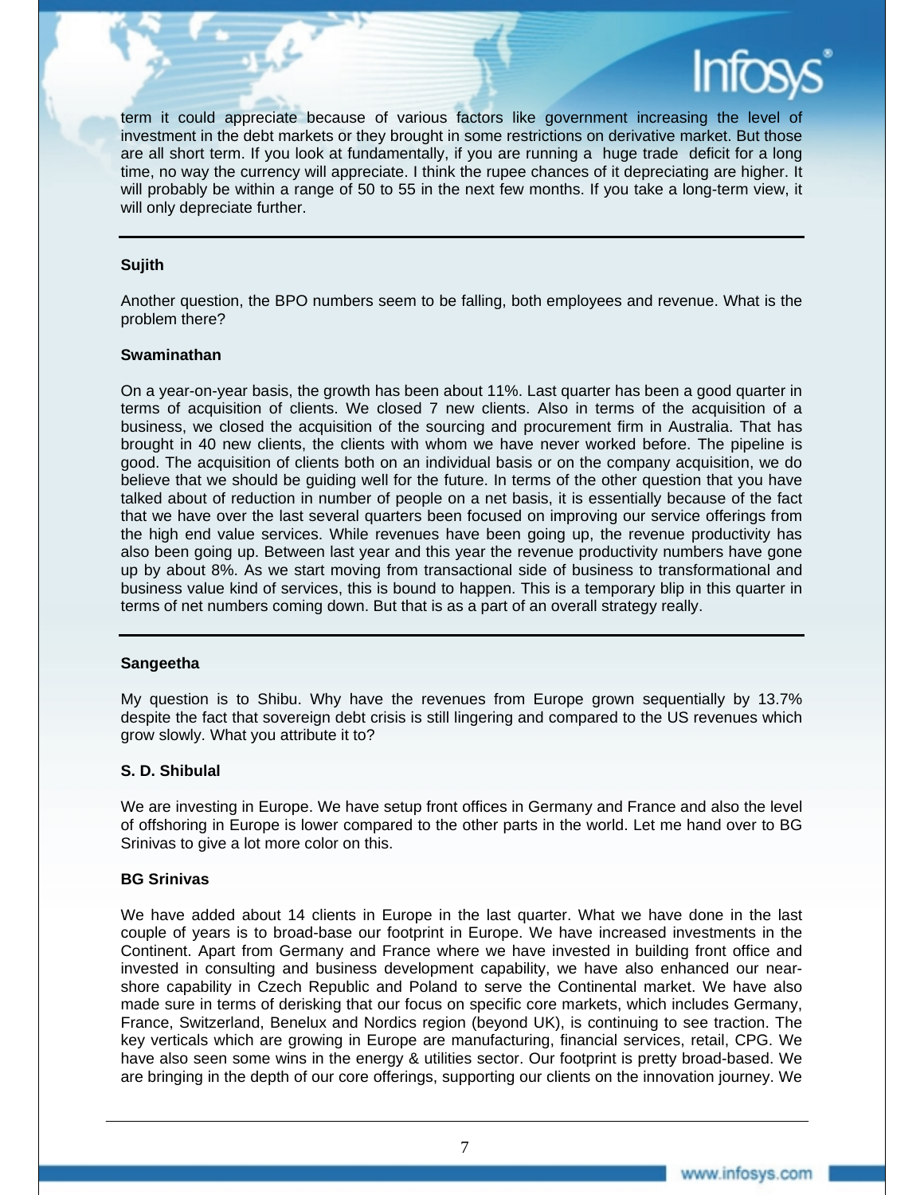term it could appreciate because of various factors like government increasing the level of investment in the debt markets or they brought in some restrictions on derivative market. But those are all short term. If you look at fundamentally, if you are running a huge trade deficit for a long time, no way the currency will appreciate. I think the rupee chances of it depreciating are higher. It will probably be within a range of 50 to 55 in the next few months. If you take a long-term view, it will only depreciate further.

---

**Sujith**

Another question, the BPO numbers seem to be falling, both employees and revenue. What is the problem there?

**Swaminathan**

On a year-on-year basis, the growth has been about 11%. Last quarter has been a good quarter in terms of acquisition of clients. We closed 7 new clients. Also in terms of the acquisition of a business, we closed the acquisition of the sourcing and procurement firm in Australia. That has brought in 40 new clients, the clients with whom we have never worked before. The pipeline is good. The acquisition of clients both on an individual basis or on the company acquisition, we do believe that we should be guiding well for the future. In terms of the other question that you have talked about of reduction in number of people on a net basis, it is essentially because of the fact that we have over the last several quarters been focused on improving our service offerings from the high end value services. While revenues have been going up, the revenue productivity has also been going up. Between last year and this year the revenue productivity numbers have gone up by about 8%. As we start moving from transactional side of business to transformational and business value kind of services, this is bound to happen. This is a temporary blip in this quarter in terms of net numbers coming down. But that is as a part of an overall strategy really.

---

**Sangeetha**

My question is to Shibu. Why have the revenues from Europe grown sequentially by 13.7% despite the fact that sovereign debt crisis is still lingering and compared to the US revenues which grow slowly. What you attribute it to?

**S. D. Shibulal**

We are investing in Europe. We have setup front offices in Germany and France and also the level of offshoring in Europe is lower compared to the other parts in the world. Let me hand over to BG Srinivas to give a lot more color on this.

**BG Srinivas**

We have added about 14 clients in Europe in the last quarter. What we have done in the last couple of years is to broad-base our footprint in Europe. We have increased investments in the Continent. Apart from Germany and France where we have invested in building front office and invested in consulting and business development capability, we have also enhanced our near-shore capability in Czech Republic and Poland to serve the Continental market. We have also made sure in terms of derisking that our focus on specific core markets, which includes Germany, France, Switzerland, Benelux and Nordics region (beyond UK), is continuing to see traction. The key verticals which are growing in Europe are manufacturing, financial services, retail, CPG. We have also seen some wins in the energy & utilities sector. Our footprint is pretty broad-based. We are bringing in the depth of our core offerings, supporting our clients on the innovation journey. We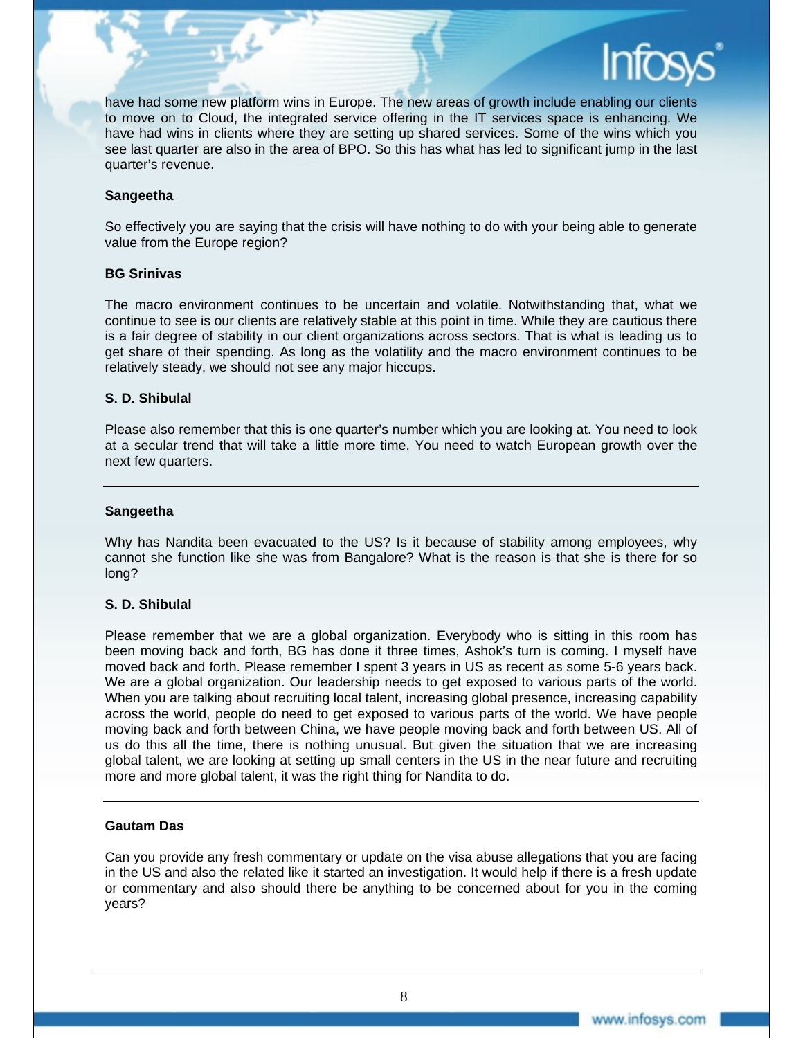have had some new platform wins in Europe. The new areas of growth include enabling our clients to move on to Cloud, the integrated service offering in the IT services space is enhancing. We have had wins in clients where they are setting up shared services. Some of the wins which you see last quarter are also in the area of BPO. So this has what has led to significant jump in the last quarter's revenue.

**Sangeetha**

So effectively you are saying that the crisis will have nothing to do with your being able to generate value from the Europe region?

**BG Srinivas**

The macro environment continues to be uncertain and volatile. Notwithstanding that, what we continue to see is our clients are relatively stable at this point in time. While they are cautious there is a fair degree of stability in our client organizations across sectors. That is what is leading us to get share of their spending. As long as the volatility and the macro environment continues to be relatively steady, we should not see any major hiccups.

**S. D. Shibulal**

Please also remember that this is one quarter's number which you are looking at. You need to look at a secular trend that will take a little more time. You need to watch European growth over the next few quarters.

---

**Sangeetha**

Why has Nandita been evacuated to the US? Is it because of stability among employees, why cannot she function like she was from Bangalore? What is the reason is that she is there for so long?

**S. D. Shibulal**

Please remember that we are a global organization. Everybody who is sitting in this room has been moving back and forth, BG has done it three times, Ashok's turn is coming. I myself have moved back and forth. Please remember I spent 3 years in US as recent as some 5-6 years back. We are a global organization. Our leadership needs to get exposed to various parts of the world. When you are talking about recruiting local talent, increasing global presence, increasing capability across the world, people do need to get exposed to various parts of the world. We have people moving back and forth between China, we have people moving back and forth between US. All of us do this all the time, there is nothing unusual. But given the situation that we are increasing global talent, we are looking at setting up small centers in the US in the near future and recruiting more and more global talent, it was the right thing for Nandita to do.

---

**Gautam Das**

Can you provide any fresh commentary or update on the visa abuse allegations that you are facing in the US and also the related like it started an investigation. It would help if there is a fresh update or commentary and also should there be anything to be concerned about for you in the coming years?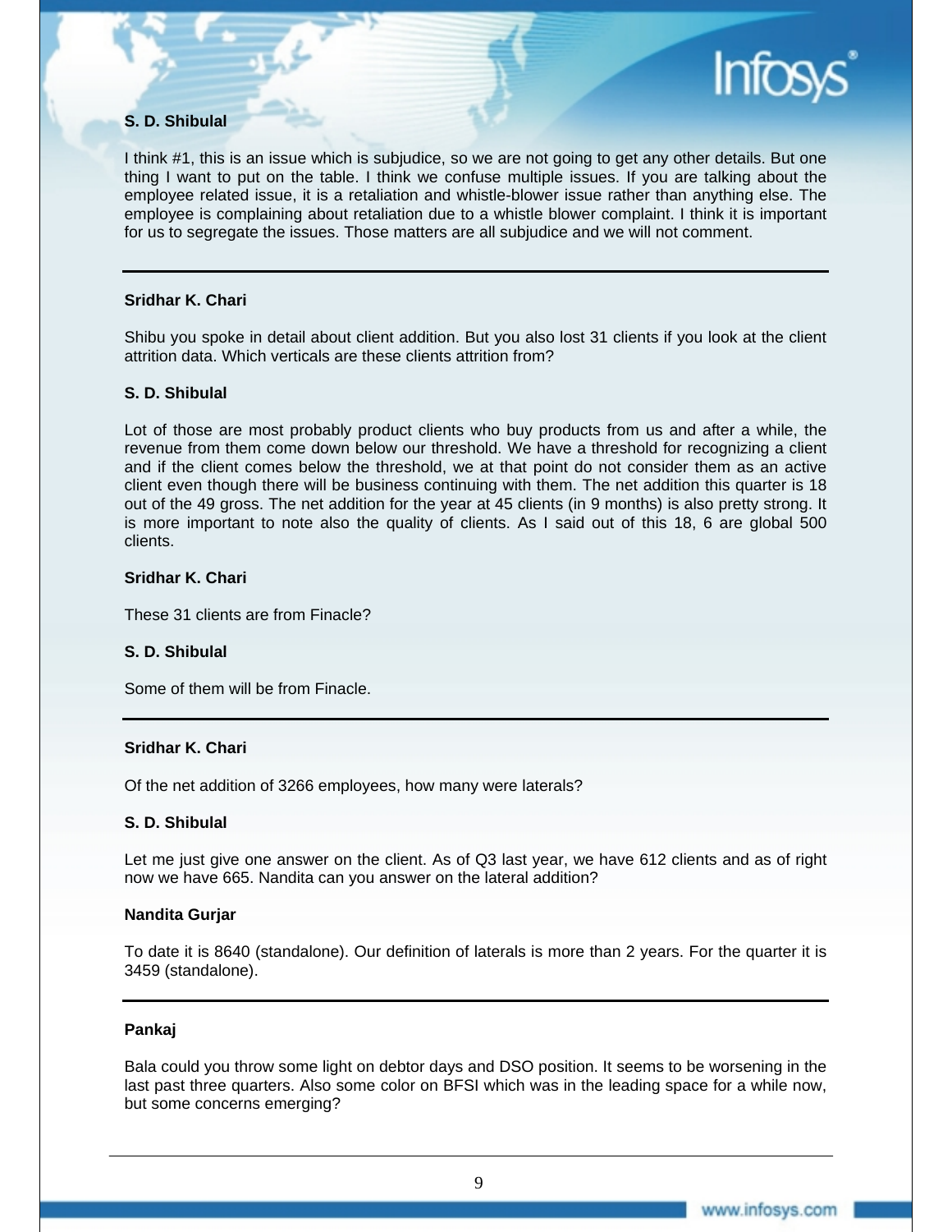**S. D. Shibulal**

I think #1, this is an issue which is subjudice, so we are not going to get any other details. But one thing I want to put on the table. I think we confuse multiple issues. If you are talking about the employee related issue, it is a retaliation and whistle-blower issue rather than anything else. The employee is complaining about retaliation due to a whistle blower complaint. I think it is important for us to segregate the issues. Those matters are all subjudice and we will not comment.

---

**Sridhar K. Chari**

Shibu you spoke in detail about client addition. But you also lost 31 clients if you look at the client attrition data. Which verticals are these clients attrition from?

**S. D. Shibulal**

Lot of those are most probably product clients who buy products from us and after a while, the revenue from them come down below our threshold. We have a threshold for recognizing a client and if the client comes below the threshold, we at that point do not consider them as an active client even though there will be business continuing with them. The net addition this quarter is 18 out of the 49 gross. The net addition for the year at 45 clients (in 9 months) is also pretty strong. It is more important to note also the quality of clients. As I said out of this 18, 6 are global 500 clients.

**Sridhar K. Chari**

These 31 clients are from Finacle?

**S. D. Shibulal**

Some of them will be from Finacle.

---

**Sridhar K. Chari**

Of the net addition of 3266 employees, how many were laterals?

**S. D. Shibulal**

Let me just give one answer on the client. As of Q3 last year, we have 612 clients and as of right now we have 665. Nandita can you answer on the lateral addition?

**Nandita Gurjar**

To date it is 8640 (standalone). Our definition of laterals is more than 2 years. For the quarter it is 3459 (standalone).

---

**Pankaj**

Bala could you throw some light on debtor days and DSO position. It seems to be worsening in the last past three quarters. Also some color on BFSI which was in the leading space for a while now, but some concerns emerging?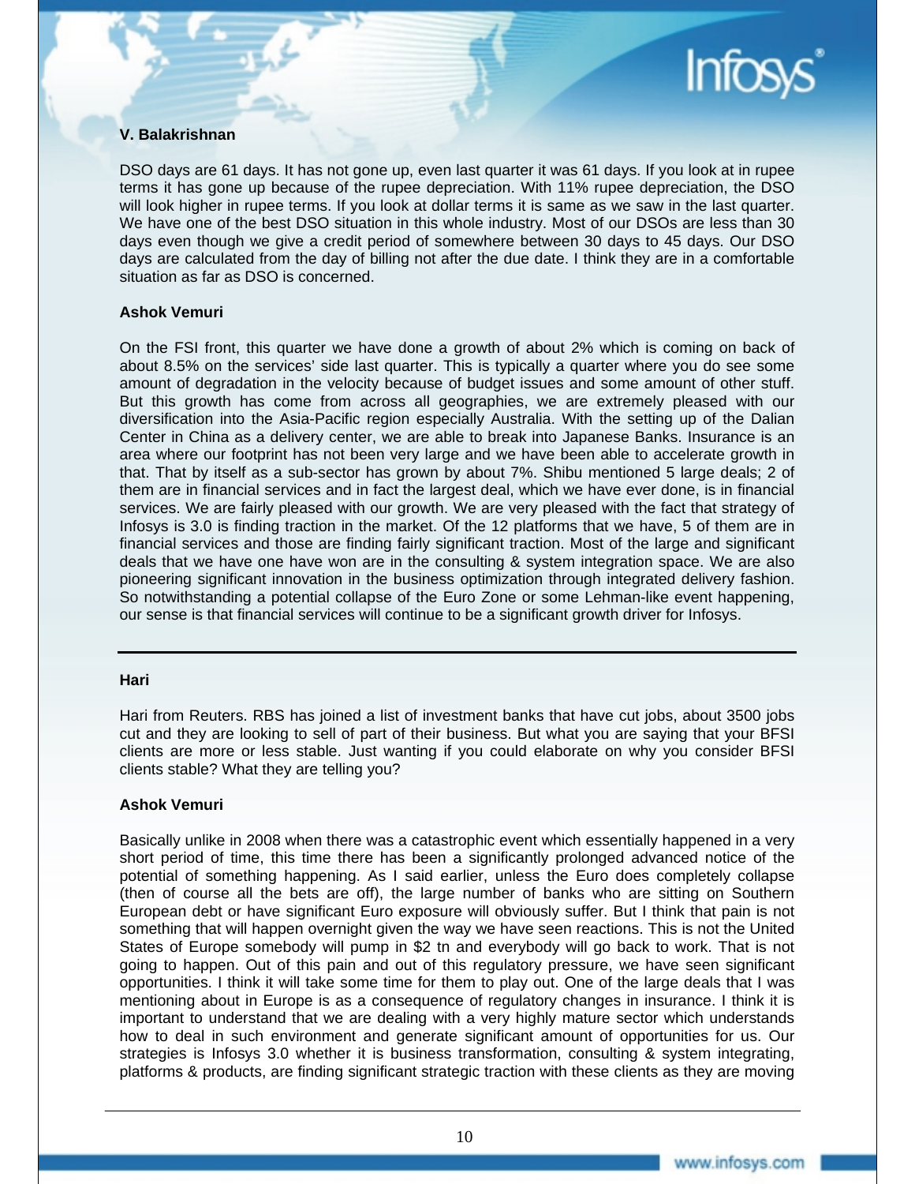**V. Balakrishnan**

DSO days are 61 days. It has not gone up, even last quarter it was 61 days. If you look at in rupee terms it has gone up because of the rupee depreciation. With 11% rupee depreciation, the DSO will look higher in rupee terms. If you look at dollar terms it is same as we saw in the last quarter. We have one of the best DSO situation in this whole industry. Most of our DSOs are less than 30 days even though we give a credit period of somewhere between 30 days to 45 days. Our DSO days are calculated from the day of billing not after the due date. I think they are in a comfortable situation as far as DSO is concerned.

**Ashok Vemuri**

On the FSI front, this quarter we have done a growth of about 2% which is coming on back of about 8.5% on the services' side last quarter. This is typically a quarter where you do see some amount of degradation in the velocity because of budget issues and some amount of other stuff. But this growth has come from across all geographies, we are extremely pleased with our diversification into the Asia-Pacific region especially Australia. With the setting up of the Dalian Center in China as a delivery center, we are able to break into Japanese Banks. Insurance is an area where our footprint has not been very large and we have been able to accelerate growth in that. That by itself as a sub-sector has grown by about 7%. Shibu mentioned 5 large deals; 2 of them are in financial services and in fact the largest deal, which we have ever done, is in financial services. We are fairly pleased with our growth. We are very pleased with the fact that strategy of Infosys is 3.0 is finding traction in the market. Of the 12 platforms that we have, 5 of them are in financial services and those are finding fairly significant traction. Most of the large and significant deals that we have one have won are in the consulting & system integration space. We are also pioneering significant innovation in the business optimization through integrated delivery fashion. So notwithstanding a potential collapse of the Euro Zone or some Lehman-like event happening, our sense is that financial services will continue to be a significant growth driver for Infosys.

---

**Hari**

Hari from Reuters. RBS has joined a list of investment banks that have cut jobs, about 3500 jobs cut and they are looking to sell of part of their business. But what you are saying that your BFSI clients are more or less stable. Just wanting if you could elaborate on why you consider BFSI clients stable? What they are telling you?

**Ashok Vemuri**

Basically unlike in 2008 when there was a catastrophic event which essentially happened in a very short period of time, this time there has been a significantly prolonged advanced notice of the potential of something happening. As I said earlier, unless the Euro does completely collapse (then of course all the bets are off), the large number of banks who are sitting on Southern European debt or have significant Euro exposure will obviously suffer. But I think that pain is not something that will happen overnight given the way we have seen reactions. This is not the United States of Europe somebody will pump in $2 tn and everybody will go back to work. That is not going to happen. Out of this pain and out of this regulatory pressure, we have seen significant opportunities. I think it will take some time for them to play out. One of the large deals that I was mentioning about in Europe is as a consequence of regulatory changes in insurance. I think it is important to understand that we are dealing with a very highly mature sector which understands how to deal in such environment and generate significant amount of opportunities for us. Our strategies is Infosys 3.0 whether it is business transformation, consulting & system integrating, platforms & products, are finding significant strategic traction with these clients as they are moving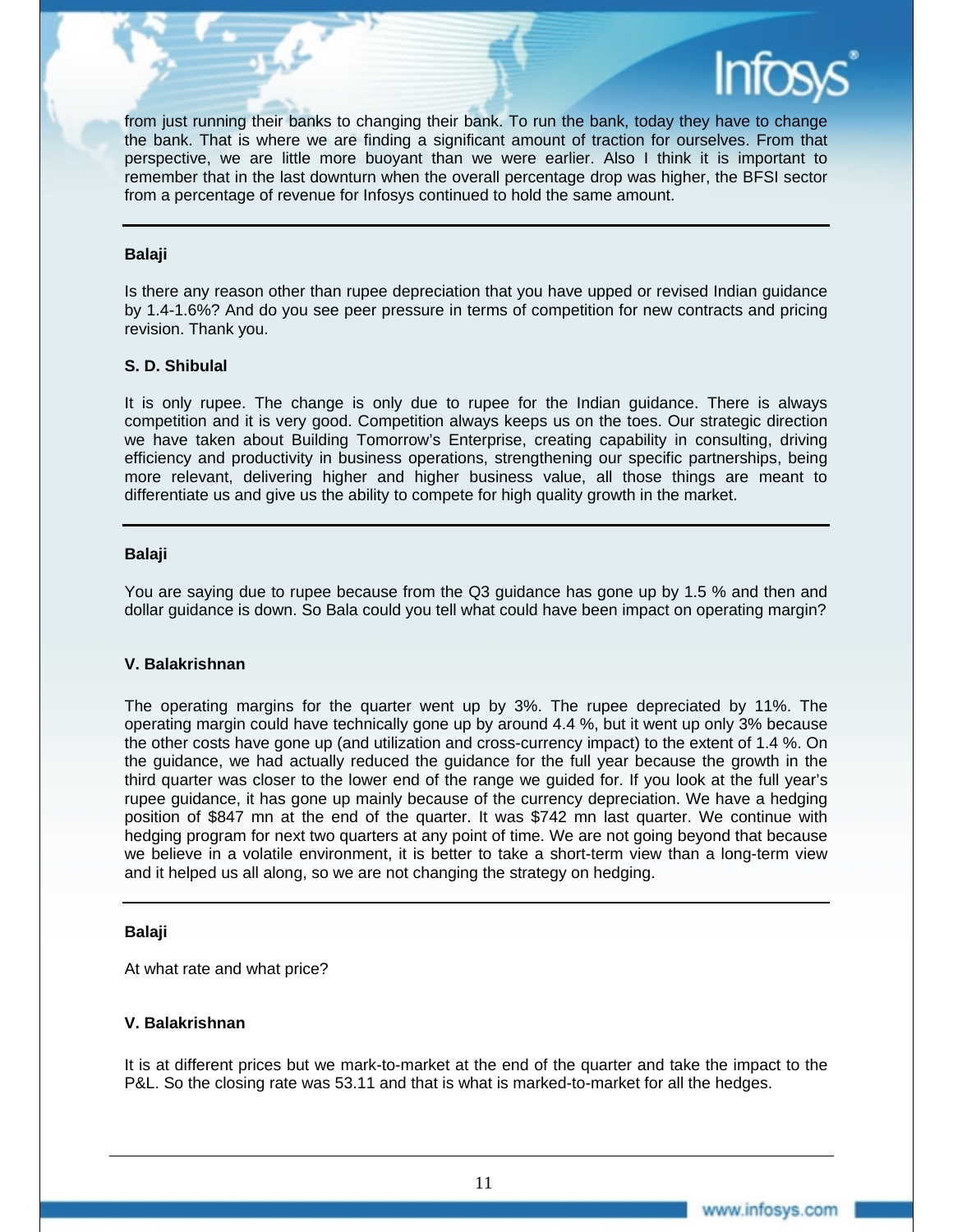from just running their banks to changing their bank. To run the bank, today they have to change the bank. That is where we are finding a significant amount of traction for ourselves. From that perspective, we are little more buoyant than we were earlier. Also I think it is important to remember that in the last downturn when the overall percentage drop was higher, the BFSI sector from a percentage of revenue for Infosys continued to hold the same amount.

---

**Balaji**

Is there any reason other than rupee depreciation that you have upped or revised Indian guidance by 1.4-1.6%? And do you see peer pressure in terms of competition for new contracts and pricing revision. Thank you.

**S. D. Shibulal**

It is only rupee. The change is only due to rupee for the Indian guidance. There is always competition and it is very good. Competition always keeps us on the toes. Our strategic direction we have taken about Building Tomorrow's Enterprise, creating capability in consulting, driving efficiency and productivity in business operations, strengthening our specific partnerships, being more relevant, delivering higher and higher business value, all those things are meant to differentiate us and give us the ability to compete for high quality growth in the market.

---

**Balaji**

You are saying due to rupee because from the Q3 guidance has gone up by 1.5 % and then and dollar guidance is down. So Bala could you tell what could have been impact on operating margin?

**V. Balakrishnan**

The operating margins for the quarter went up by 3%. The rupee depreciated by 11%. The operating margin could have technically gone up by around 4.4 %, but it went up only 3% because the other costs have gone up (and utilization and cross-currency impact) to the extent of 1.4 %. On the guidance, we had actually reduced the guidance for the full year because the growth in the third quarter was closer to the lower end of the range we guided for. If you look at the full year's rupee guidance, it has gone up mainly because of the currency depreciation. We have a hedging position of $847 mn at the end of the quarter. It was $742 mn last quarter. We continue with hedging program for next two quarters at any point of time. We are not going beyond that because we believe in a volatile environment, it is better to take a short-term view than a long-term view and it helped us all along, so we are not changing the strategy on hedging.

---

**Balaji**

At what rate and what price?

**V. Balakrishnan**

It is at different prices but we mark-to-market at the end of the quarter and take the impact to the P&L. So the closing rate was 53.11 and that is what is marked-to-market for all the hedges.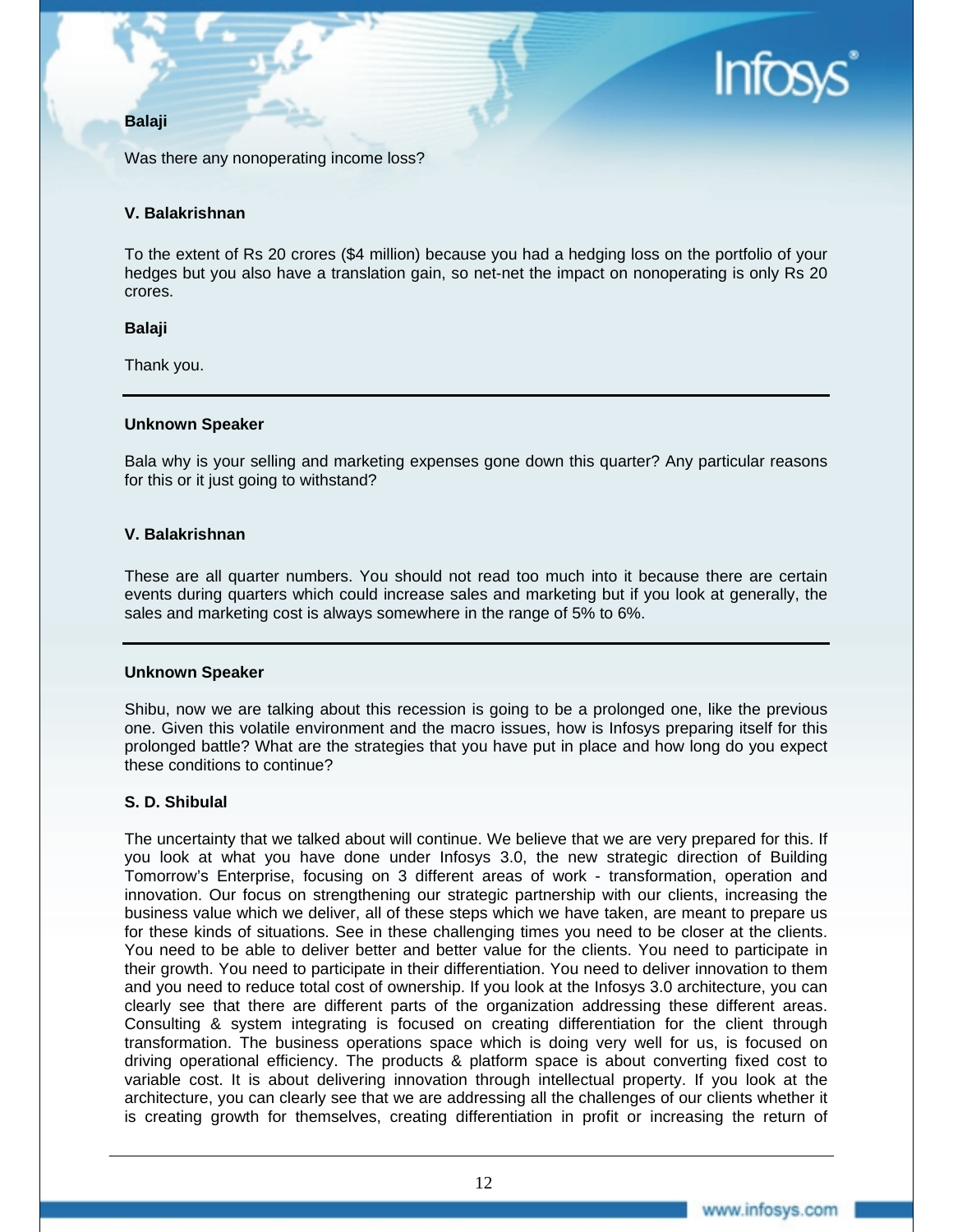**Balaji**

Was there any nonoperating income loss?

**V. Balakrishnan**

To the extent of Rs 20 crores ($4 million) because you had a hedging loss on the portfolio of your hedges but you also have a translation gain, so net-net the impact on nonoperating is only Rs 20 crores.

**Balaji**

Thank you.

---

**Unknown Speaker**

Bala why is your selling and marketing expenses gone down this quarter? Any particular reasons for this or it just going to withstand?

**V. Balakrishnan**

These are all quarter numbers. You should not read too much into it because there are certain events during quarters which could increase sales and marketing but if you look at generally, the sales and marketing cost is always somewhere in the range of 5% to 6%.

---

**Unknown Speaker**

Shibu, now we are talking about this recession is going to be a prolonged one, like the previous one. Given this volatile environment and the macro issues, how is Infosys preparing itself for this prolonged battle? What are the strategies that you have put in place and how long do you expect these conditions to continue?

**S. D. Shibulal**

The uncertainty that we talked about will continue. We believe that we are very prepared for this. If you look at what you have done under Infosys 3.0, the new strategic direction of Building Tomorrow's Enterprise, focusing on 3 different areas of work - transformation, operation and innovation. Our focus on strengthening our strategic partnership with our clients, increasing the business value which we deliver, all of these steps which we have taken, are meant to prepare us for these kinds of situations. See in these challenging times you need to be closer at the clients. You need to be able to deliver better and better value for the clients. You need to participate in their growth. You need to participate in their differentiation. You need to deliver innovation to them and you need to reduce total cost of ownership. If you look at the Infosys 3.0 architecture, you can clearly see that there are different parts of the organization addressing these different areas. Consulting & system integrating is focused on creating differentiation for the client through transformation. The business operations space which is doing very well for us, is focused on driving operational efficiency. The products & platform space is about converting fixed cost to variable cost. It is about delivering innovation through intellectual property. If you look at the architecture, you can clearly see that we are addressing all the challenges of our clients whether it is creating growth for themselves, creating differentiation in profit or increasing the return of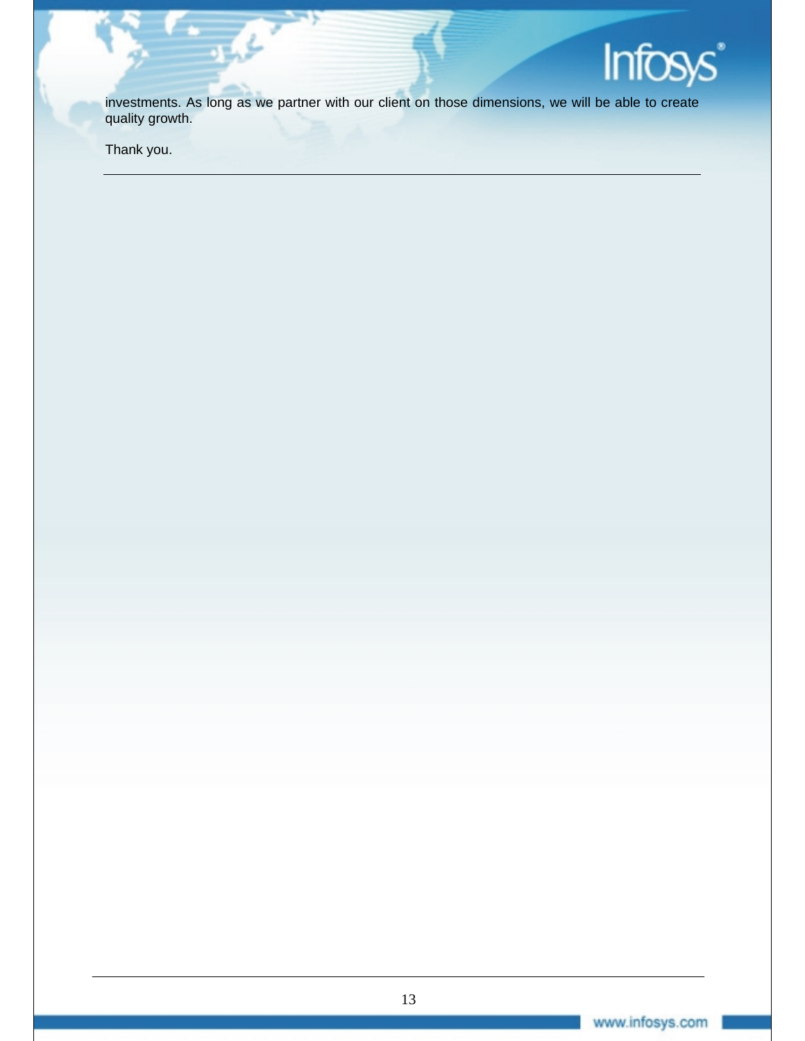investments. As long as we partner with our client on those dimensions, we will be able to create quality growth.

Thank you.

---